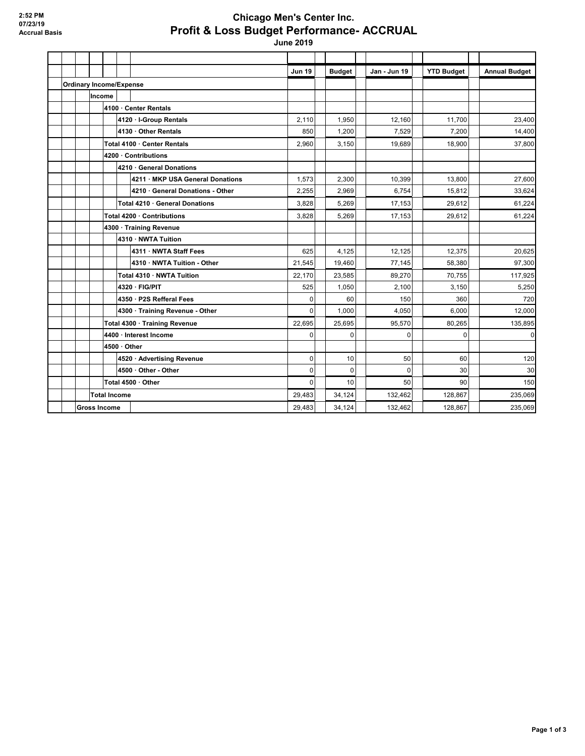2:52 PM
07/23/19
Accrual Basis

# Chicago Men's Center Inc.
## Profit & Loss Budget Performance- ACCRUAL
### June 2019

| | Jun 19 | Budget | Jan - Jun 19 | YTD Budget | Annual Budget |
|---|---|---|---|---|---|
| **Ordinary Income/Expense** | | | | | |
| **Income** | | | | | |
| **4100 · Center Rentals** | | | | | |
| **4120 · I-Group Rentals** | 2,110 | 1,950 | 12,160 | 11,700 | 23,400 |
| **4130 · Other Rentals** | 850 | 1,200 | 7,529 | 7,200 | 14,400 |
| **Total 4100 · Center Rentals** | 2,960 | 3,150 | 19,689 | 18,900 | 37,800 |
| **4200 · Contributions** | | | | | |
| **4210 · General Donations** | | | | | |
| **4211 · MKP USA General Donations** | 1,573 | 2,300 | 10,399 | 13,800 | 27,600 |
| **4210 · General Donations - Other** | 2,255 | 2,969 | 6,754 | 15,812 | 33,624 |
| **Total 4210 · General Donations** | 3,828 | 5,269 | 17,153 | 29,612 | 61,224 |
| **Total 4200 · Contributions** | 3,828 | 5,269 | 17,153 | 29,612 | 61,224 |
| **4300 · Training Revenue** | | | | | |
| **4310 · NWTA Tuition** | | | | | |
| **4311 · NWTA Staff Fees** | 625 | 4,125 | 12,125 | 12,375 | 20,625 |
| **4310 · NWTA Tuition - Other** | 21,545 | 19,460 | 77,145 | 58,380 | 97,300 |
| **Total 4310 · NWTA Tuition** | 22,170 | 23,585 | 89,270 | 70,755 | 117,925 |
| **4320 · FIG/PIT** | 525 | 1,050 | 2,100 | 3,150 | 5,250 |
| **4350 · P2S Refferal Fees** | 0 | 60 | 150 | 360 | 720 |
| **4300 · Training Revenue - Other** | 0 | 1,000 | 4,050 | 6,000 | 12,000 |
| **Total 4300 · Training Revenue** | 22,695 | 25,695 | 95,570 | 80,265 | 135,895 |
| **4400 · Interest Income** | 0 | 0 | 0 | 0 | 0 |
| **4500 · Other** | | | | | |
| **4520 · Advertising Revenue** | 0 | 10 | 50 | 60 | 120 |
| **4500 · Other - Other** | 0 | 0 | 0 | 30 | 30 |
| **Total 4500 · Other** | 0 | 10 | 50 | 90 | 150 |
| **Total Income** | 29,483 | 34,124 | 132,462 | 128,867 | 235,069 |
| **Gross Income** | 29,483 | 34,124 | 132,462 | 128,867 | 235,069 |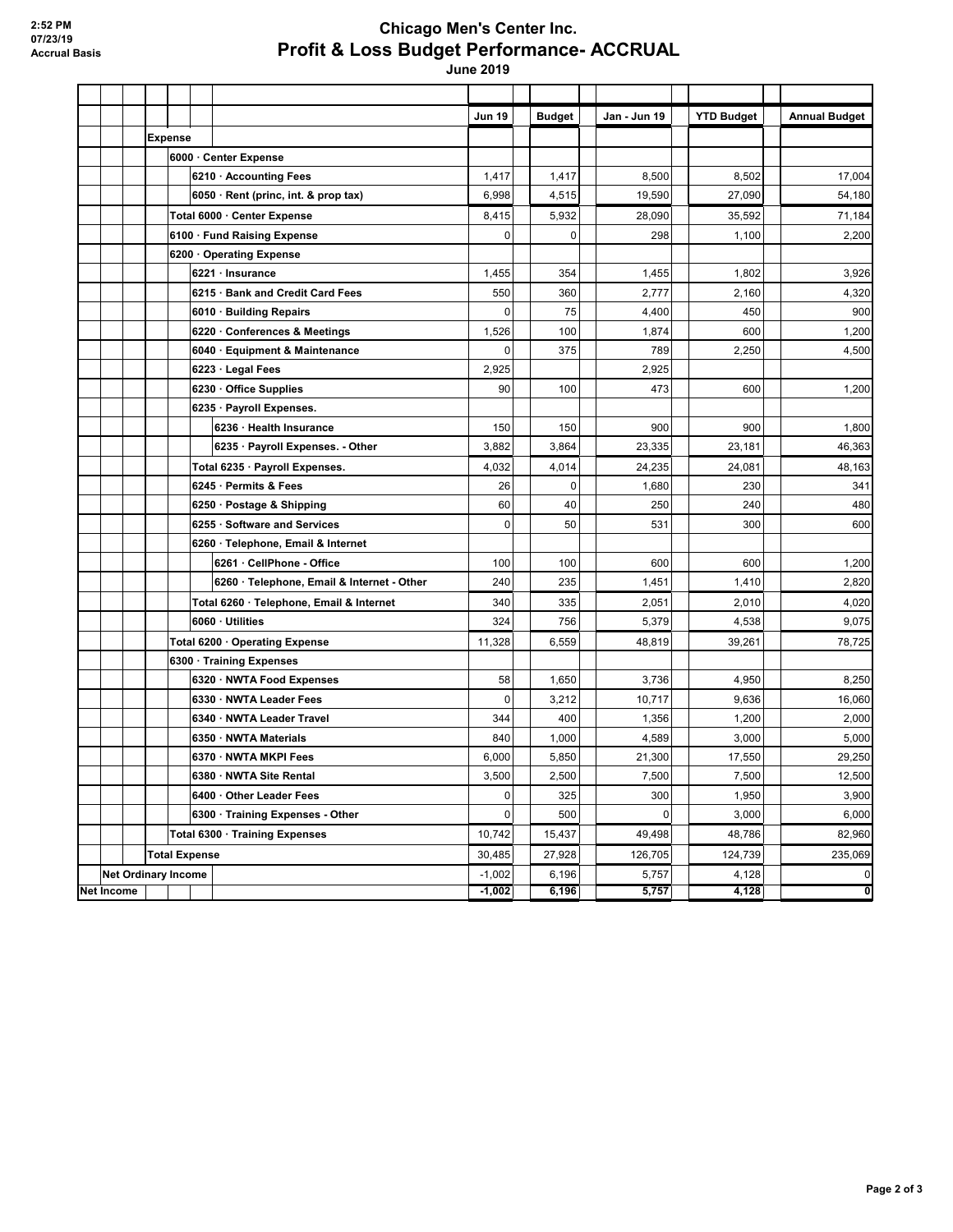2:52 PM
07/23/19
Accrual Basis

# Chicago Men's Center Inc.
## Profit & Loss Budget Performance- ACCRUAL
### June 2019

| | Jun 19 | Budget | Jan - Jun 19 | YTD Budget | Annual Budget |
|---|---|---|---|---|---|
| **Expense** | | | | | |
| **6000 · Center Expense** | | | | | |
| **6210 · Accounting Fees** | 1,417 | 1,417 | 8,500 | 8,502 | 17,004 |
| **6050 · Rent (princ, int. & prop tax)** | 6,998 | 4,515 | 19,590 | 27,090 | 54,180 |
| **Total 6000 · Center Expense** | 8,415 | 5,932 | 28,090 | 35,592 | 71,184 |
| **6100 · Fund Raising Expense** | 0 | 0 | 298 | 1,100 | 2,200 |
| **6200 · Operating Expense** | | | | | |
| **6221 · Insurance** | 1,455 | 354 | 1,455 | 1,802 | 3,926 |
| **6215 · Bank and Credit Card Fees** | 550 | 360 | 2,777 | 2,160 | 4,320 |
| **6010 · Building Repairs** | 0 | 75 | 4,400 | 450 | 900 |
| **6220 · Conferences & Meetings** | 1,526 | 100 | 1,874 | 600 | 1,200 |
| **6040 · Equipment & Maintenance** | 0 | 375 | 789 | 2,250 | 4,500 |
| **6223 · Legal Fees** | 2,925 | | 2,925 | | |
| **6230 · Office Supplies** | 90 | 100 | 473 | 600 | 1,200 |
| **6235 · Payroll Expenses.** | | | | | |
| **6236 · Health Insurance** | 150 | 150 | 900 | 900 | 1,800 |
| **6235 · Payroll Expenses. - Other** | 3,882 | 3,864 | 23,335 | 23,181 | 46,363 |
| **Total 6235 · Payroll Expenses.** | 4,032 | 4,014 | 24,235 | 24,081 | 48,163 |
| **6245 · Permits & Fees** | 26 | 0 | 1,680 | 230 | 341 |
| **6250 · Postage & Shipping** | 60 | 40 | 250 | 240 | 480 |
| **6255 · Software and Services** | 0 | 50 | 531 | 300 | 600 |
| **6260 · Telephone, Email & Internet** | | | | | |
| **6261 · CellPhone - Office** | 100 | 100 | 600 | 600 | 1,200 |
| **6260 · Telephone, Email & Internet - Other** | 240 | 235 | 1,451 | 1,410 | 2,820 |
| **Total 6260 · Telephone, Email & Internet** | 340 | 335 | 2,051 | 2,010 | 4,020 |
| **6060 · Utilities** | 324 | 756 | 5,379 | 4,538 | 9,075 |
| **Total 6200 · Operating Expense** | 11,328 | 6,559 | 48,819 | 39,261 | 78,725 |
| **6300 · Training Expenses** | | | | | |
| **6320 · NWTA Food Expenses** | 58 | 1,650 | 3,736 | 4,950 | 8,250 |
| **6330 · NWTA Leader Fees** | 0 | 3,212 | 10,717 | 9,636 | 16,060 |
| **6340 · NWTA Leader Travel** | 344 | 400 | 1,356 | 1,200 | 2,000 |
| **6350 · NWTA Materials** | 840 | 1,000 | 4,589 | 3,000 | 5,000 |
| **6370 · NWTA MKPI Fees** | 6,000 | 5,850 | 21,300 | 17,550 | 29,250 |
| **6380 · NWTA Site Rental** | 3,500 | 2,500 | 7,500 | 7,500 | 12,500 |
| **6400 · Other Leader Fees** | 0 | 325 | 300 | 1,950 | 3,900 |
| **6300 · Training Expenses - Other** | 0 | 500 | 0 | 3,000 | 6,000 |
| **Total 6300 · Training Expenses** | 10,742 | 15,437 | 49,498 | 48,786 | 82,960 |
| **Total Expense** | 30,485 | 27,928 | 126,705 | 124,739 | 235,069 |
| **Net Ordinary Income** | -1,002 | 6,196 | 5,757 | 4,128 | 0 |
| **Net Income** | **-1,002** | **6,196** | **5,757** | **4,128** | **0** |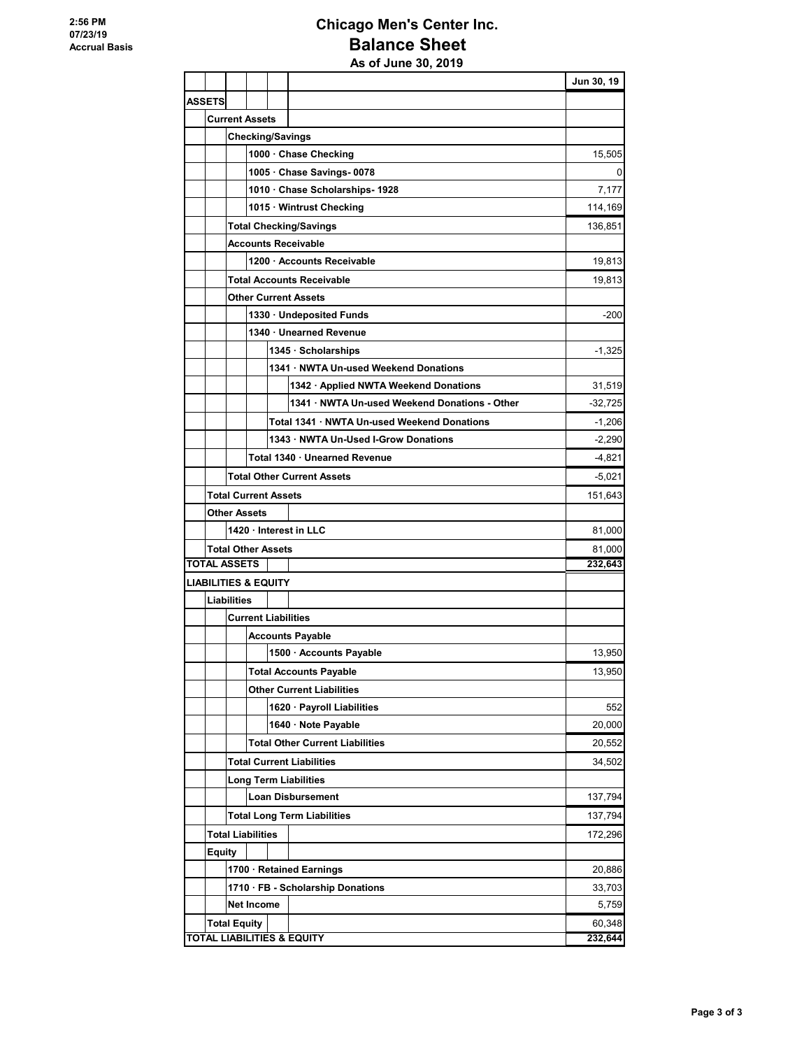# Chicago Men's Center Inc.

## Balance Sheet

### As of June 30, 2019

2:56 PM
07/23/19
Accrual Basis

| | Jun 30, 19 |
|---|---|
| **ASSETS** | |
| **Current Assets** | |
| **Checking/Savings** | |
| 1000 · Chase Checking | 15,505 |
| 1005 · Chase Savings- 0078 | 0 |
| 1010 · Chase Scholarships- 1928 | 7,177 |
| 1015 · Wintrust Checking | 114,169 |
| **Total Checking/Savings** | 136,851 |
| **Accounts Receivable** | |
| 1200 · Accounts Receivable | 19,813 |
| **Total Accounts Receivable** | 19,813 |
| **Other Current Assets** | |
| 1330 · Undeposited Funds | -200 |
| 1340 · Unearned Revenue | |
| 1345 · Scholarships | -1,325 |
| 1341 · NWTA Un-used Weekend Donations | |
| 1342 · Applied NWTA Weekend Donations | 31,519 |
| 1341 · NWTA Un-used Weekend Donations - Other | -32,725 |
| Total 1341 · NWTA Un-used Weekend Donations | -1,206 |
| 1343 · NWTA Un-Used I-Grow Donations | -2,290 |
| Total 1340 · Unearned Revenue | -4,821 |
| **Total Other Current Assets** | -5,021 |
| **Total Current Assets** | 151,643 |
| **Other Assets** | |
| 1420 · Interest in LLC | 81,000 |
| **Total Other Assets** | 81,000 |
| **TOTAL ASSETS** | **232,643** |
| **LIABILITIES & EQUITY** | |
| **Liabilities** | |
| **Current Liabilities** | |
| **Accounts Payable** | |
| 1500 · Accounts Payable | 13,950 |
| **Total Accounts Payable** | 13,950 |
| **Other Current Liabilities** | |
| 1620 · Payroll Liabilities | 552 |
| 1640 · Note Payable | 20,000 |
| **Total Other Current Liabilities** | 20,552 |
| **Total Current Liabilities** | 34,502 |
| **Long Term Liabilities** | |
| Loan Disbursement | 137,794 |
| **Total Long Term Liabilities** | 137,794 |
| **Total Liabilities** | 172,296 |
| **Equity** | |
| 1700 · Retained Earnings | 20,886 |
| 1710 · FB - Scholarship Donations | 33,703 |
| Net Income | 5,759 |
| **Total Equity** | 60,348 |
| **TOTAL LIABILITIES & EQUITY** | **232,644** |